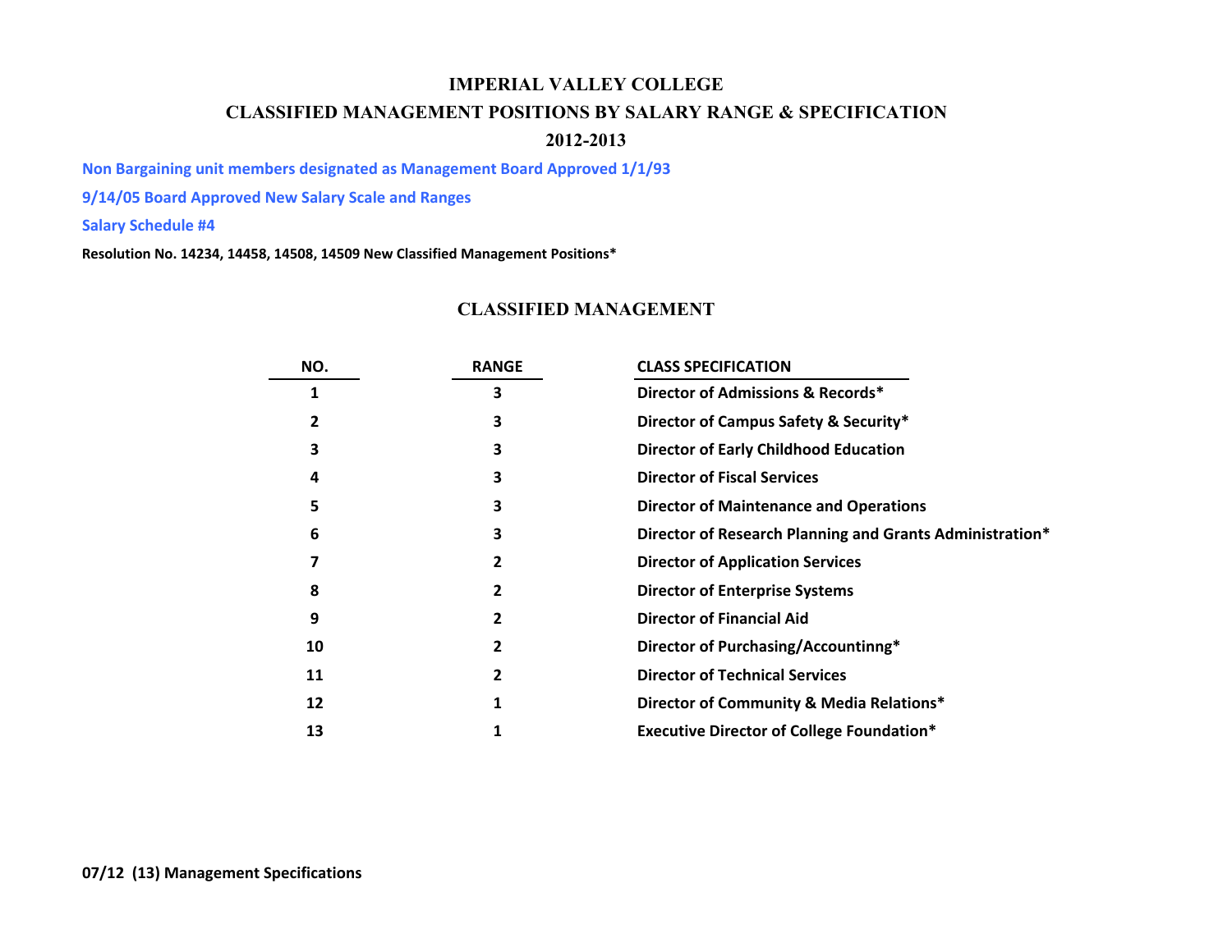# IMPERIAL VALLEY COLLEGE

## CLASSIFIED MANAGEMENT POSITIONS BY SALARY RANGE & SPECIFICATION

## 2012-2013

**Non Bargaining unit members designated as Management Board Approved 1/1/93**

**9/14/05 Board Approved New Salary Scale and Ranges**

**Salary Schedule #4**

**Resolution No. 14234, 14458, 14508, 14509 New Classified Management Positions***

## CLASSIFIED MANAGEMENT

| NO. | RANGE | CLASS SPECIFICATION |
|---|---|---|
| 1 | 3 | Director of Admissions & Records* |
| 2 | 3 | Director of Campus Safety & Security* |
| 3 | 3 | Director of Early Childhood Education |
| 4 | 3 | Director of Fiscal Services |
| 5 | 3 | Director of Maintenance and Operations |
| 6 | 3 | Director of Research Planning and Grants Administration* |
| 7 | 2 | Director of Application Services |
| 8 | 2 | Director of Enterprise Systems |
| 9 | 2 | Director of Financial Aid |
| 10 | 2 | Director of Purchasing/Accountinng* |
| 11 | 2 | Director of Technical Services |
| 12 | 1 | Director of Community & Media Relations* |
| 13 | 1 | Executive Director of College Foundation* |

**07/12 (13) Management Specifications**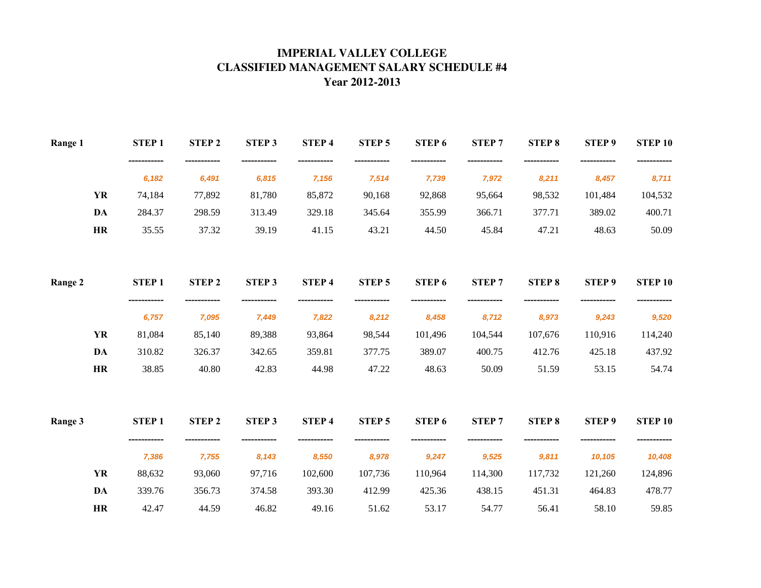# IMPERIAL VALLEY COLLEGE
# CLASSIFIED MANAGEMENT SALARY SCHEDULE #4
# Year 2012-2013

| Range 1 | | STEP 1 | STEP 2 | STEP 3 | STEP 4 | STEP 5 | STEP 6 | STEP 7 | STEP 8 | STEP 9 | STEP 10 |
|---|---|---|---|---|---|---|---|---|---|---|---|
| | | ----------- | ----------- | ----------- | ----------- | ----------- | ----------- | ----------- | ----------- | ----------- | ----------- |
| | | *6,182* | *6,491* | *6,815* | *7,156* | *7,514* | *7,739* | *7,972* | *8,211* | *8,457* | *8,711* |
| | **YR** | 74,184 | 77,892 | 81,780 | 85,872 | 90,168 | 92,868 | 95,664 | 98,532 | 101,484 | 104,532 |
| | **DA** | 284.37 | 298.59 | 313.49 | 329.18 | 345.64 | 355.99 | 366.71 | 377.71 | 389.02 | 400.71 |
| | **HR** | 35.55 | 37.32 | 39.19 | 41.15 | 43.21 | 44.50 | 45.84 | 47.21 | 48.63 | 50.09 |

| Range 2 | | STEP 1 | STEP 2 | STEP 3 | STEP 4 | STEP 5 | STEP 6 | STEP 7 | STEP 8 | STEP 9 | STEP 10 |
|---|---|---|---|---|---|---|---|---|---|---|---|
| | | ----------- | ----------- | ----------- | ----------- | ----------- | ----------- | ----------- | ----------- | ----------- | ----------- |
| | | *6,757* | *7,095* | *7,449* | *7,822* | *8,212* | *8,458* | *8,712* | *8,973* | *9,243* | *9,520* |
| | **YR** | 81,084 | 85,140 | 89,388 | 93,864 | 98,544 | 101,496 | 104,544 | 107,676 | 110,916 | 114,240 |
| | **DA** | 310.82 | 326.37 | 342.65 | 359.81 | 377.75 | 389.07 | 400.75 | 412.76 | 425.18 | 437.92 |
| | **HR** | 38.85 | 40.80 | 42.83 | 44.98 | 47.22 | 48.63 | 50.09 | 51.59 | 53.15 | 54.74 |

| Range 3 | | STEP 1 | STEP 2 | STEP 3 | STEP 4 | STEP 5 | STEP 6 | STEP 7 | STEP 8 | STEP 9 | STEP 10 |
|---|---|---|---|---|---|---|---|---|---|---|---|
| | | ----------- | ----------- | ----------- | ----------- | ----------- | ----------- | ----------- | ----------- | ----------- | ----------- |
| | | *7,386* | *7,755* | *8,143* | *8,550* | *8,978* | *9,247* | *9,525* | *9,811* | *10,105* | *10,408* |
| | **YR** | 88,632 | 93,060 | 97,716 | 102,600 | 107,736 | 110,964 | 114,300 | 117,732 | 121,260 | 124,896 |
| | **DA** | 339.76 | 356.73 | 374.58 | 393.30 | 412.99 | 425.36 | 438.15 | 451.31 | 464.83 | 478.77 |
| | **HR** | 42.47 | 44.59 | 46.82 | 49.16 | 51.62 | 53.17 | 54.77 | 56.41 | 58.10 | 59.85 |